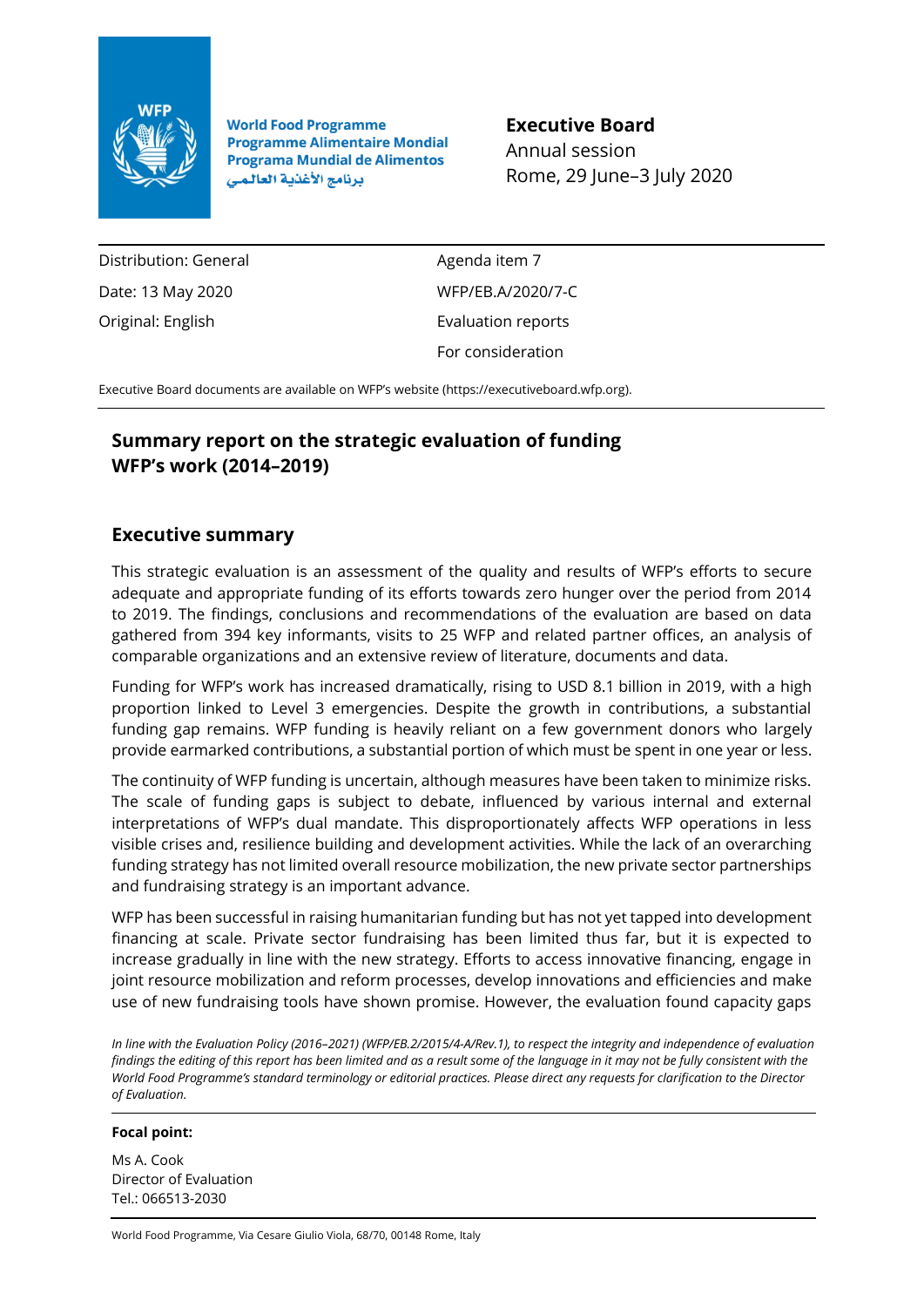World Food Programme
Programme Alimentaire Mondial
Programa Mundial de Alimentos
برنامج الأغذية العالمي

**Executive Board**
Annual session
Rome, 29 June–3 July 2020

| | |
|---|---|
| Distribution: General | Agenda item 7 |
| Date: 13 May 2020 | WFP/EB.A/2020/7-C |
| Original: English | Evaluation reports |
| | For consideration |

Executive Board documents are available on WFP's website (https://executiveboard.wfp.org).

# Summary report on the strategic evaluation of funding WFP's work (2014–2019)

## Executive summary

This strategic evaluation is an assessment of the quality and results of WFP's efforts to secure adequate and appropriate funding of its efforts towards zero hunger over the period from 2014 to 2019. The findings, conclusions and recommendations of the evaluation are based on data gathered from 394 key informants, visits to 25 WFP and related partner offices, an analysis of comparable organizations and an extensive review of literature, documents and data.

Funding for WFP's work has increased dramatically, rising to USD 8.1 billion in 2019, with a high proportion linked to Level 3 emergencies. Despite the growth in contributions, a substantial funding gap remains. WFP funding is heavily reliant on a few government donors who largely provide earmarked contributions, a substantial portion of which must be spent in one year or less.

The continuity of WFP funding is uncertain, although measures have been taken to minimize risks. The scale of funding gaps is subject to debate, influenced by various internal and external interpretations of WFP's dual mandate. This disproportionately affects WFP operations in less visible crises and, resilience building and development activities. While the lack of an overarching funding strategy has not limited overall resource mobilization, the new private sector partnerships and fundraising strategy is an important advance.

WFP has been successful in raising humanitarian funding but has not yet tapped into development financing at scale. Private sector fundraising has been limited thus far, but it is expected to increase gradually in line with the new strategy. Efforts to access innovative financing, engage in joint resource mobilization and reform processes, develop innovations and efficiencies and make use of new fundraising tools have shown promise. However, the evaluation found capacity gaps

*In line with the Evaluation Policy (2016–2021) (WFP/EB.2/2015/4-A/Rev.1), to respect the integrity and independence of evaluation findings the editing of this report has been limited and as a result some of the language in it may not be fully consistent with the World Food Programme's standard terminology or editorial practices. Please direct any requests for clarification to the Director of Evaluation.*

**Focal point:**

Ms A. Cook
Director of Evaluation
Tel.: 066513-2030

World Food Programme, Via Cesare Giulio Viola, 68/70, 00148 Rome, Italy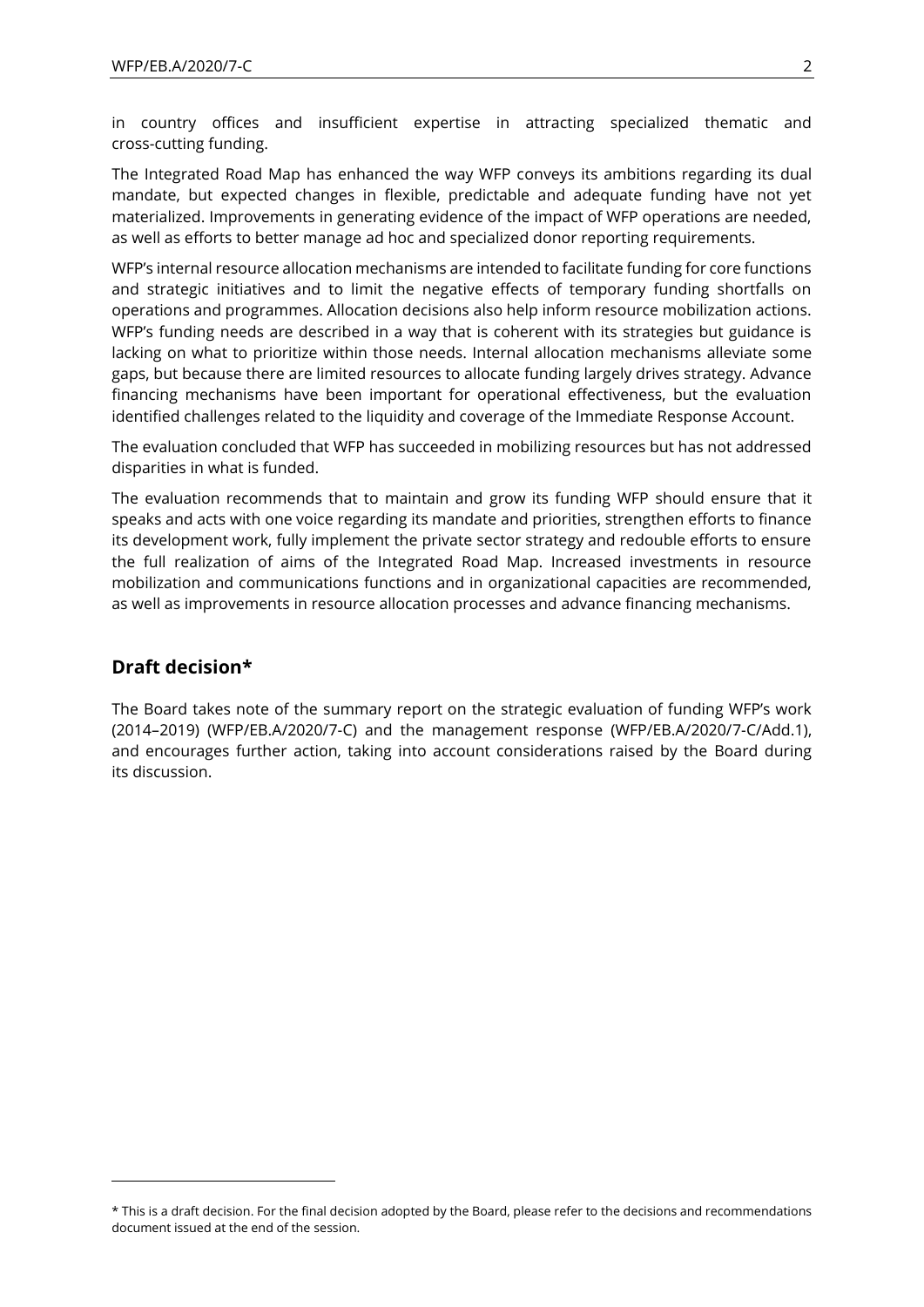in country offices and insufficient expertise in attracting specialized thematic and cross-cutting funding.

The Integrated Road Map has enhanced the way WFP conveys its ambitions regarding its dual mandate, but expected changes in flexible, predictable and adequate funding have not yet materialized. Improvements in generating evidence of the impact of WFP operations are needed, as well as efforts to better manage ad hoc and specialized donor reporting requirements.

WFP's internal resource allocation mechanisms are intended to facilitate funding for core functions and strategic initiatives and to limit the negative effects of temporary funding shortfalls on operations and programmes. Allocation decisions also help inform resource mobilization actions. WFP's funding needs are described in a way that is coherent with its strategies but guidance is lacking on what to prioritize within those needs. Internal allocation mechanisms alleviate some gaps, but because there are limited resources to allocate funding largely drives strategy. Advance financing mechanisms have been important for operational effectiveness, but the evaluation identified challenges related to the liquidity and coverage of the Immediate Response Account.

The evaluation concluded that WFP has succeeded in mobilizing resources but has not addressed disparities in what is funded.

The evaluation recommends that to maintain and grow its funding WFP should ensure that it speaks and acts with one voice regarding its mandate and priorities, strengthen efforts to finance its development work, fully implement the private sector strategy and redouble efforts to ensure the full realization of aims of the Integrated Road Map. Increased investments in resource mobilization and communications functions and in organizational capacities are recommended, as well as improvements in resource allocation processes and advance financing mechanisms.

## Draft decision*

The Board takes note of the summary report on the strategic evaluation of funding WFP's work (2014–2019) (WFP/EB.A/2020/7-C) and the management response (WFP/EB.A/2020/7-C/Add.1), and encourages further action, taking into account considerations raised by the Board during its discussion.

---

* This is a draft decision. For the final decision adopted by the Board, please refer to the decisions and recommendations document issued at the end of the session.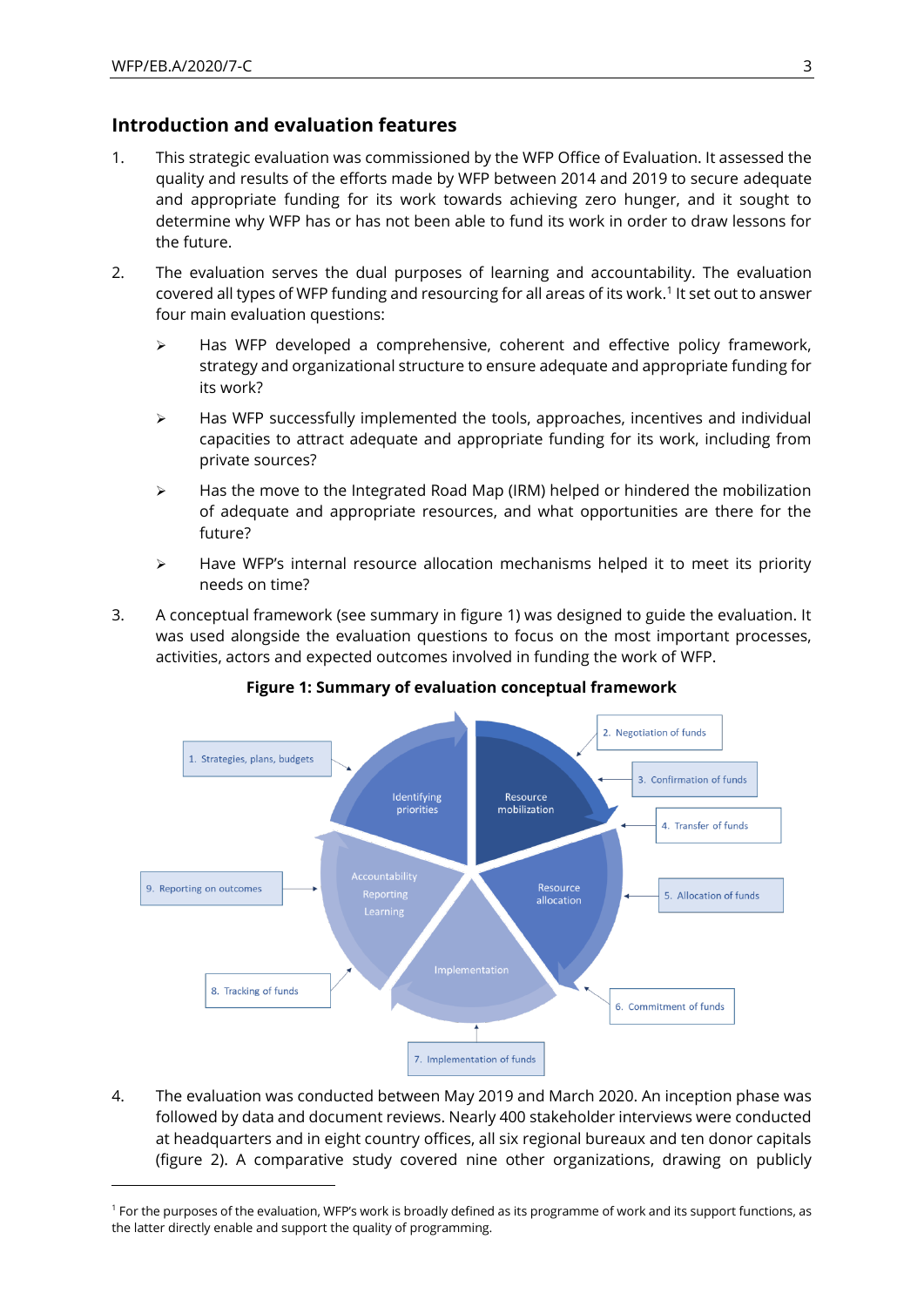## Introduction and evaluation features

1. This strategic evaluation was commissioned by the WFP Office of Evaluation. It assessed the quality and results of the efforts made by WFP between 2014 and 2019 to secure adequate and appropriate funding for its work towards achieving zero hunger, and it sought to determine why WFP has or has not been able to fund its work in order to draw lessons for the future.

2. The evaluation serves the dual purposes of learning and accountability. The evaluation covered all types of WFP funding and resourcing for all areas of its work.[1] It set out to answer four main evaluation questions:

   - Has WFP developed a comprehensive, coherent and effective policy framework, strategy and organizational structure to ensure adequate and appropriate funding for its work?
   - Has WFP successfully implemented the tools, approaches, incentives and individual capacities to attract adequate and appropriate funding for its work, including from private sources?
   - Has the move to the Integrated Road Map (IRM) helped or hindered the mobilization of adequate and appropriate resources, and what opportunities are there for the future?
   - Have WFP's internal resource allocation mechanisms helped it to meet its priority needs on time?

3. A conceptual framework (see summary in figure 1) was designed to guide the evaluation. It was used alongside the evaluation questions to focus on the most important processes, activities, actors and expected outcomes involved in funding the work of WFP.

**Figure 1: Summary of evaluation conceptual framework**

Identifying priorities: 1. Strategies, plans, budgets

Resource mobilization: 2. Negotiation of funds; 3. Confirmation of funds; 4. Transfer of funds

Resource allocation: 5. Allocation of funds; 6. Commitment of funds

Implementation: 7. Implementation of funds

Accountability, Reporting, Learning: 8. Tracking of funds; 9. Reporting on outcomes

4. The evaluation was conducted between May 2019 and March 2020. An inception phase was followed by data and document reviews. Nearly 400 stakeholder interviews were conducted at headquarters and in eight country offices, all six regional bureaux and ten donor capitals (figure 2). A comparative study covered nine other organizations, drawing on publicly

[1] For the purposes of the evaluation, WFP's work is broadly defined as its programme of work and its support functions, as the latter directly enable and support the quality of programming.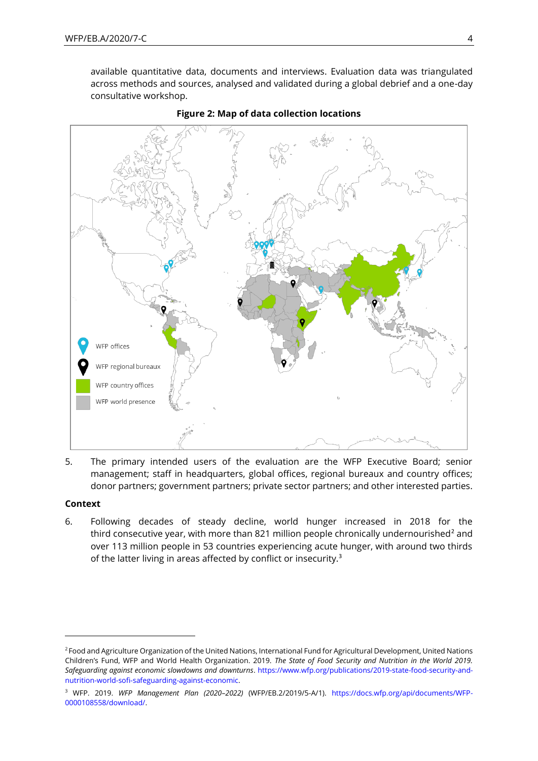available quantitative data, documents and interviews. Evaluation data was triangulated across methods and sources, analysed and validated during a global debrief and a one-day consultative workshop.

**Figure 2: Map of data collection locations**

WFP offices

WFP regional bureaux

WFP country offices

WFP world presence

5. The primary intended users of the evaluation are the WFP Executive Board; senior management; staff in headquarters, global offices, regional bureaux and country offices; donor partners; government partners; private sector partners; and other interested parties.

## Context

6. Following decades of steady decline, world hunger increased in 2018 for the third consecutive year, with more than 821 million people chronically undernourished[2] and over 113 million people in 53 countries experiencing acute hunger, with around two thirds of the latter living in areas affected by conflict or insecurity.[3]

---

[2] Food and Agriculture Organization of the United Nations, International Fund for Agricultural Development, United Nations Children's Fund, WFP and World Health Organization. 2019. *The State of Food Security and Nutrition in the World 2019. Safeguarding against economic slowdowns and downturns*. https://www.wfp.org/publications/2019-state-food-security-and-nutrition-world-sofi-safeguarding-against-economic.

[3] WFP. 2019. *WFP Management Plan (2020–2022)* (WFP/EB.2/2019/5-A/1). https://docs.wfp.org/api/documents/WFP-0000108558/download/.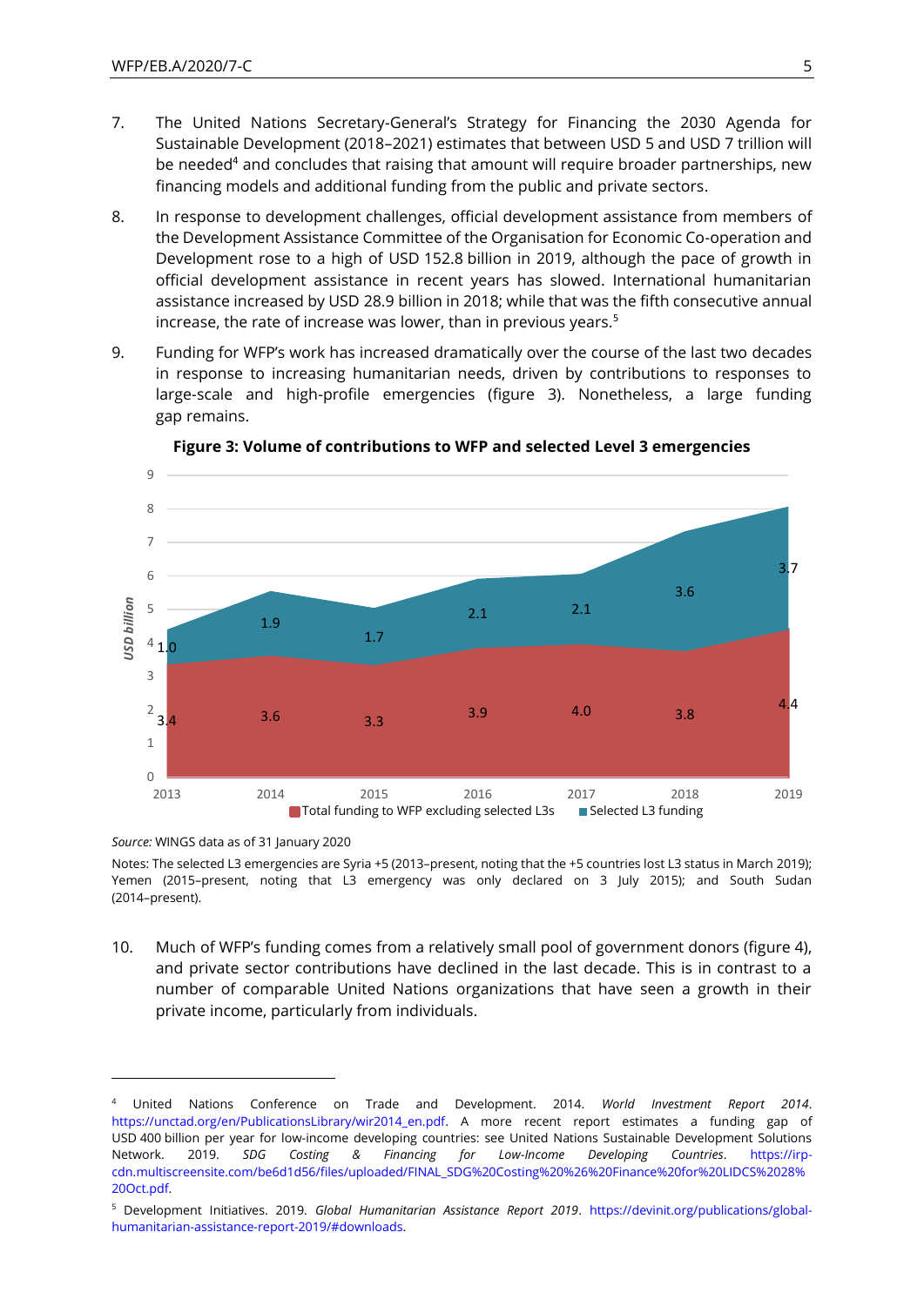7. The United Nations Secretary-General's Strategy for Financing the 2030 Agenda for Sustainable Development (2018–2021) estimates that between USD 5 and USD 7 trillion will be needed[4] and concludes that raising that amount will require broader partnerships, new financing models and additional funding from the public and private sectors.

8. In response to development challenges, official development assistance from members of the Development Assistance Committee of the Organisation for Economic Co-operation and Development rose to a high of USD 152.8 billion in 2019, although the pace of growth in official development assistance in recent years has slowed. International humanitarian assistance increased by USD 28.9 billion in 2018; while that was the fifth consecutive annual increase, the rate of increase was lower, than in previous years.[5]

9. Funding for WFP's work has increased dramatically over the course of the last two decades in response to increasing humanitarian needs, driven by contributions to responses to large-scale and high-profile emergencies (figure 3). Nonetheless, a large funding gap remains.

**Figure 3: Volume of contributions to WFP and selected Level 3 emergencies**

| Year | Total funding to WFP excluding selected L3s (USD billion) | Selected L3 funding (USD billion) |
|---|---|---|
| 2013 | 3.4 | 1.0 |
| 2014 | 3.6 | 1.9 |
| 2015 | 3.3 | 1.7 |
| 2016 | 3.9 | 2.1 |
| 2017 | 4.0 | 2.1 |
| 2018 | 3.8 | 3.6 |
| 2019 | 4.4 | 3.7 |

*Source:* WINGS data as of 31 January 2020

Notes: The selected L3 emergencies are Syria +5 (2013–present, noting that the +5 countries lost L3 status in March 2019); Yemen (2015–present, noting that L3 emergency was only declared on 3 July 2015); and South Sudan (2014–present).

10. Much of WFP's funding comes from a relatively small pool of government donors (figure 4), and private sector contributions have declined in the last decade. This is in contrast to a number of comparable United Nations organizations that have seen a growth in their private income, particularly from individuals.

---

[4] United Nations Conference on Trade and Development. 2014. *World Investment Report 2014*. https://unctad.org/en/PublicationsLibrary/wir2014_en.pdf. A more recent report estimates a funding gap of USD 400 billion per year for low-income developing countries: see United Nations Sustainable Development Solutions Network. 2019. *SDG Costing & Financing for Low-Income Developing Countries*. https://irp-cdn.multiscreensite.com/be6d1d56/files/uploaded/FINAL_SDG%20Costing%20%26%20Finance%20for%20LIDCS%2028%20Oct.pdf.

[5] Development Initiatives. 2019. *Global Humanitarian Assistance Report 2019*. https://devinit.org/publications/global-humanitarian-assistance-report-2019/#downloads.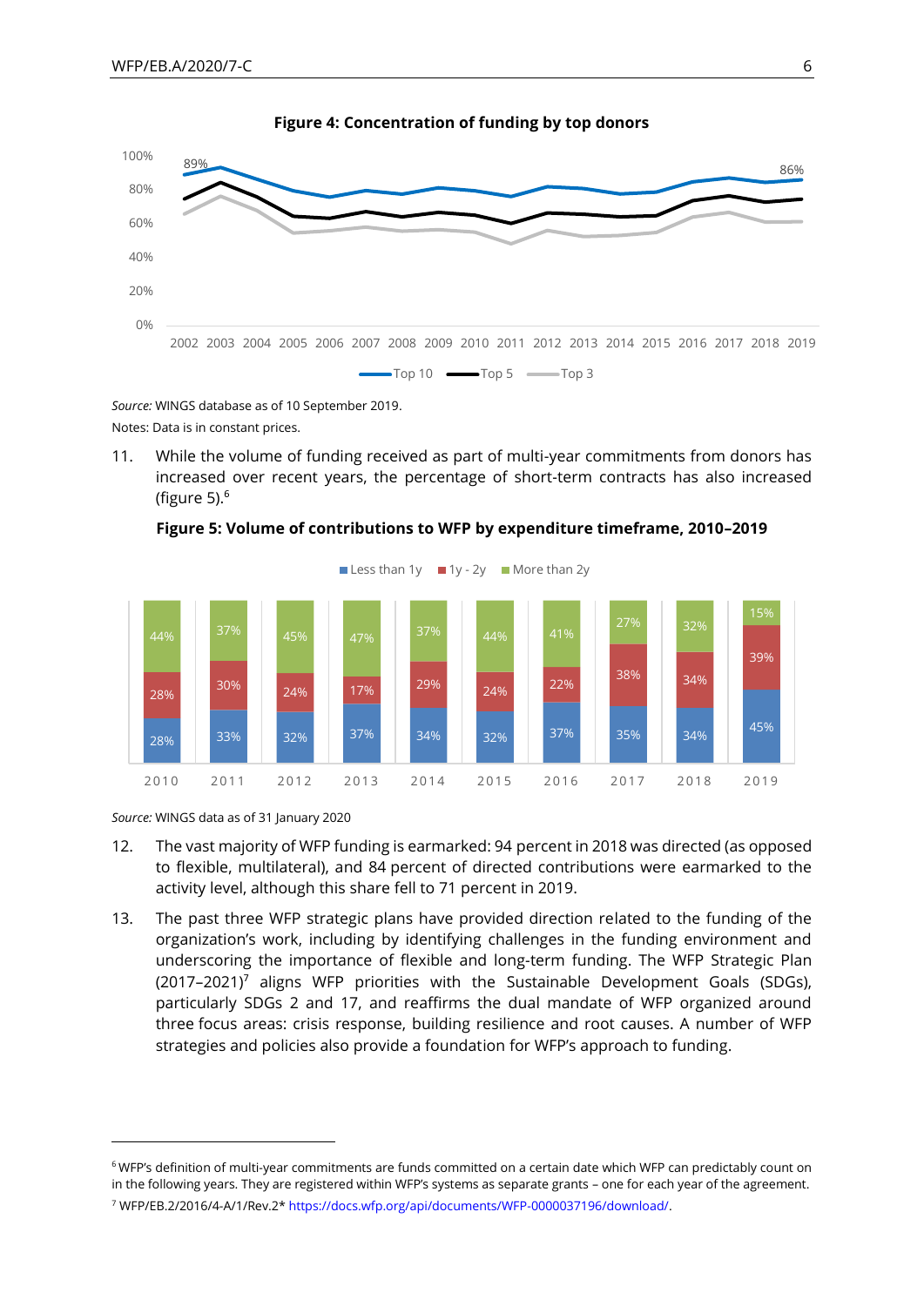**Figure 4: Concentration of funding by top donors**

Source: WINGS database as of 10 September 2019.

Notes: Data is in constant prices.

11. While the volume of funding received as part of multi-year commitments from donors has increased over recent years, the percentage of short-term contracts has also increased (figure 5).[6]

**Figure 5: Volume of contributions to WFP by expenditure timeframe, 2010–2019**

| | 2010 | 2011 | 2012 | 2013 | 2014 | 2015 | 2016 | 2017 | 2018 | 2019 |
|---|---|---|---|---|---|---|---|---|---|---|
| Less than 1y | 28% | 33% | 32% | 37% | 34% | 32% | 37% | 35% | 34% | 45% |
| 1y - 2y | 28% | 30% | 24% | 17% | 29% | 24% | 22% | 38% | 34% | 39% |
| More than 2y | 44% | 37% | 45% | 47% | 37% | 44% | 41% | 27% | 32% | 15% |

*Source:* WINGS data as of 31 January 2020

12. The vast majority of WFP funding is earmarked: 94 percent in 2018 was directed (as opposed to flexible, multilateral), and 84 percent of directed contributions were earmarked to the activity level, although this share fell to 71 percent in 2019.

13. The past three WFP strategic plans have provided direction related to the funding of the organization's work, including by identifying challenges in the funding environment and underscoring the importance of flexible and long-term funding. The WFP Strategic Plan (2017–2021)[7] aligns WFP priorities with the Sustainable Development Goals (SDGs), particularly SDGs 2 and 17, and reaffirms the dual mandate of WFP organized around three focus areas: crisis response, building resilience and root causes. A number of WFP strategies and policies also provide a foundation for WFP's approach to funding.

---

[6] WFP's definition of multi-year commitments are funds committed on a certain date which WFP can predictably count on in the following years. They are registered within WFP's systems as separate grants – one for each year of the agreement.

[7] WFP/EB.2/2016/4-A/1/Rev.2* https://docs.wfp.org/api/documents/WFP-0000037196/download/.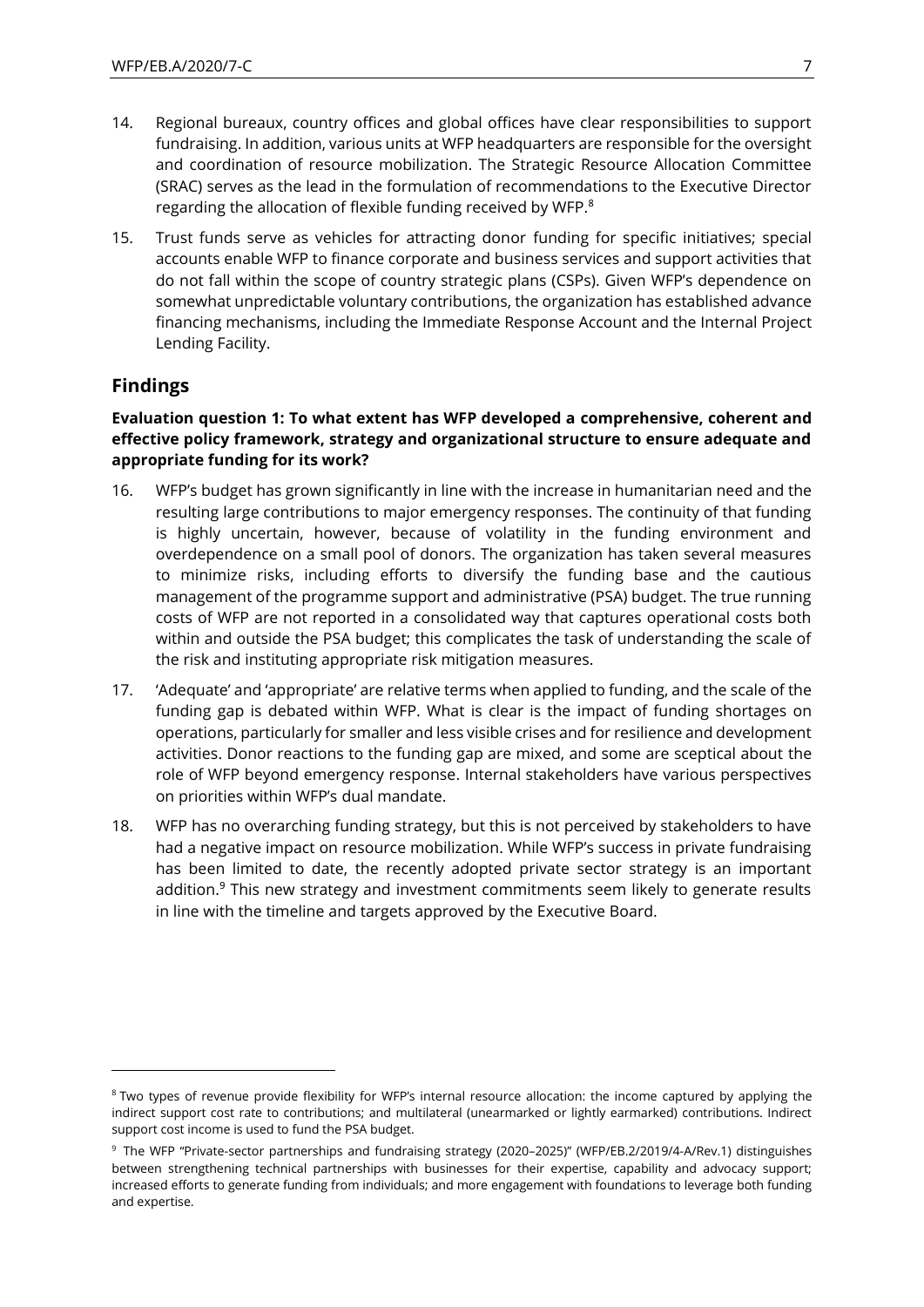14. Regional bureaux, country offices and global offices have clear responsibilities to support fundraising. In addition, various units at WFP headquarters are responsible for the oversight and coordination of resource mobilization. The Strategic Resource Allocation Committee (SRAC) serves as the lead in the formulation of recommendations to the Executive Director regarding the allocation of flexible funding received by WFP.[8]

15. Trust funds serve as vehicles for attracting donor funding for specific initiatives; special accounts enable WFP to finance corporate and business services and support activities that do not fall within the scope of country strategic plans (CSPs). Given WFP's dependence on somewhat unpredictable voluntary contributions, the organization has established advance financing mechanisms, including the Immediate Response Account and the Internal Project Lending Facility.

## Findings

**Evaluation question 1: To what extent has WFP developed a comprehensive, coherent and effective policy framework, strategy and organizational structure to ensure adequate and appropriate funding for its work?**

16. WFP's budget has grown significantly in line with the increase in humanitarian need and the resulting large contributions to major emergency responses. The continuity of that funding is highly uncertain, however, because of volatility in the funding environment and overdependence on a small pool of donors. The organization has taken several measures to minimize risks, including efforts to diversify the funding base and the cautious management of the programme support and administrative (PSA) budget. The true running costs of WFP are not reported in a consolidated way that captures operational costs both within and outside the PSA budget; this complicates the task of understanding the scale of the risk and instituting appropriate risk mitigation measures.

17. 'Adequate' and 'appropriate' are relative terms when applied to funding, and the scale of the funding gap is debated within WFP. What is clear is the impact of funding shortages on operations, particularly for smaller and less visible crises and for resilience and development activities. Donor reactions to the funding gap are mixed, and some are sceptical about the role of WFP beyond emergency response. Internal stakeholders have various perspectives on priorities within WFP's dual mandate.

18. WFP has no overarching funding strategy, but this is not perceived by stakeholders to have had a negative impact on resource mobilization. While WFP's success in private fundraising has been limited to date, the recently adopted private sector strategy is an important addition.[9] This new strategy and investment commitments seem likely to generate results in line with the timeline and targets approved by the Executive Board.

---

[8] Two types of revenue provide flexibility for WFP's internal resource allocation: the income captured by applying the indirect support cost rate to contributions; and multilateral (unearmarked or lightly earmarked) contributions. Indirect support cost income is used to fund the PSA budget.

[9] The WFP "Private-sector partnerships and fundraising strategy (2020–2025)" (WFP/EB.2/2019/4-A/Rev.1) distinguishes between strengthening technical partnerships with businesses for their expertise, capability and advocacy support; increased efforts to generate funding from individuals; and more engagement with foundations to leverage both funding and expertise.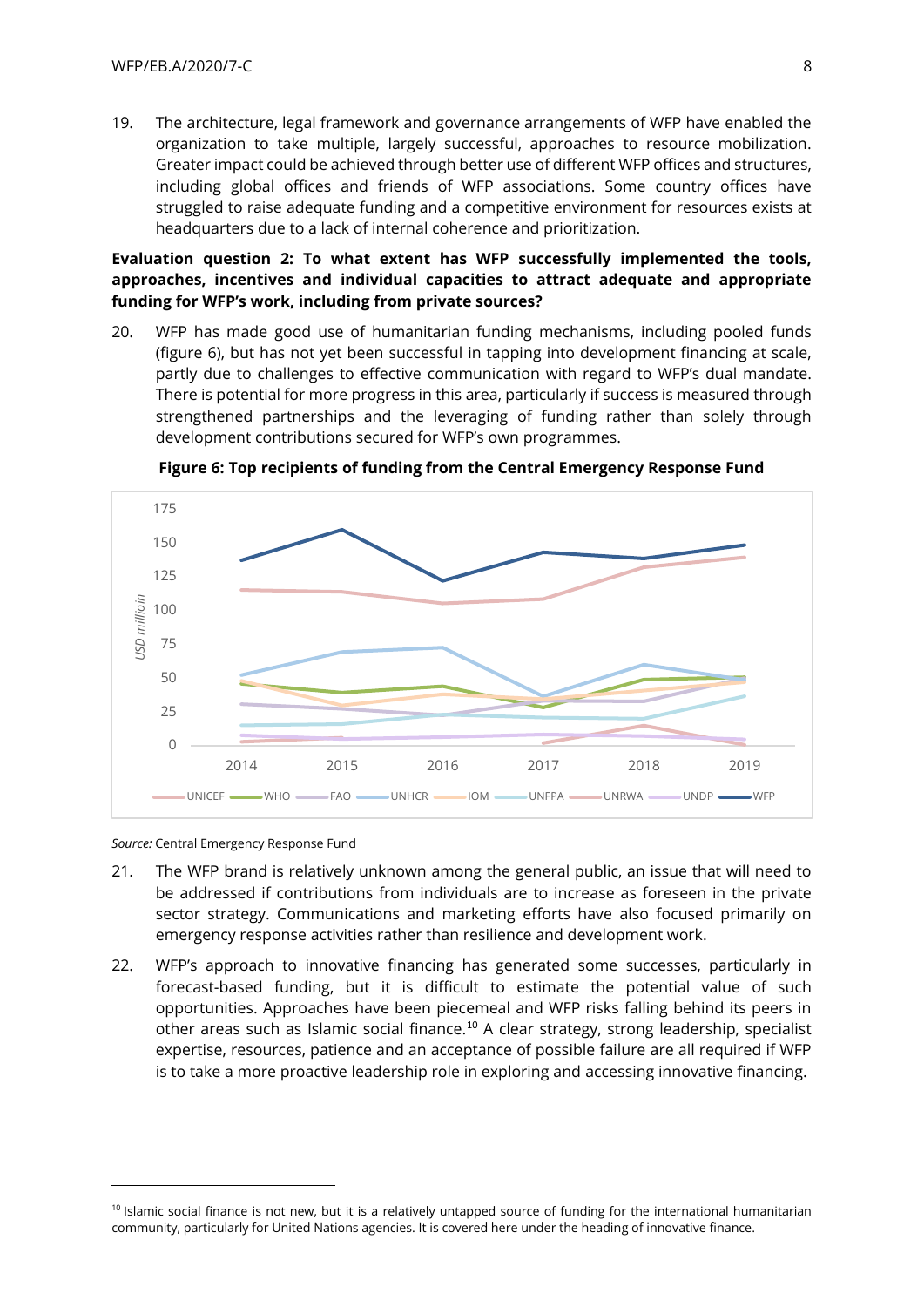19. The architecture, legal framework and governance arrangements of WFP have enabled the organization to take multiple, largely successful, approaches to resource mobilization. Greater impact could be achieved through better use of different WFP offices and structures, including global offices and friends of WFP associations. Some country offices have struggled to raise adequate funding and a competitive environment for resources exists at headquarters due to a lack of internal coherence and prioritization.

**Evaluation question 2: To what extent has WFP successfully implemented the tools, approaches, incentives and individual capacities to attract adequate and appropriate funding for WFP's work, including from private sources?**

20. WFP has made good use of humanitarian funding mechanisms, including pooled funds (figure 6), but has not yet been successful in tapping into development financing at scale, partly due to challenges to effective communication with regard to WFP's dual mandate. There is potential for more progress in this area, particularly if success is measured through strengthened partnerships and the leveraging of funding rather than solely through development contributions secured for WFP's own programmes.

**Figure 6: Top recipients of funding from the Central Emergency Response Fund**

*Source:* Central Emergency Response Fund

21. The WFP brand is relatively unknown among the general public, an issue that will need to be addressed if contributions from individuals are to increase as foreseen in the private sector strategy. Communications and marketing efforts have also focused primarily on emergency response activities rather than resilience and development work.

22. WFP's approach to innovative financing has generated some successes, particularly in forecast-based funding, but it is difficult to estimate the potential value of such opportunities. Approaches have been piecemeal and WFP risks falling behind its peers in other areas such as Islamic social finance.[10] A clear strategy, strong leadership, specialist expertise, resources, patience and an acceptance of possible failure are all required if WFP is to take a more proactive leadership role in exploring and accessing innovative financing.

[10] Islamic social finance is not new, but it is a relatively untapped source of funding for the international humanitarian community, particularly for United Nations agencies. It is covered here under the heading of innovative finance.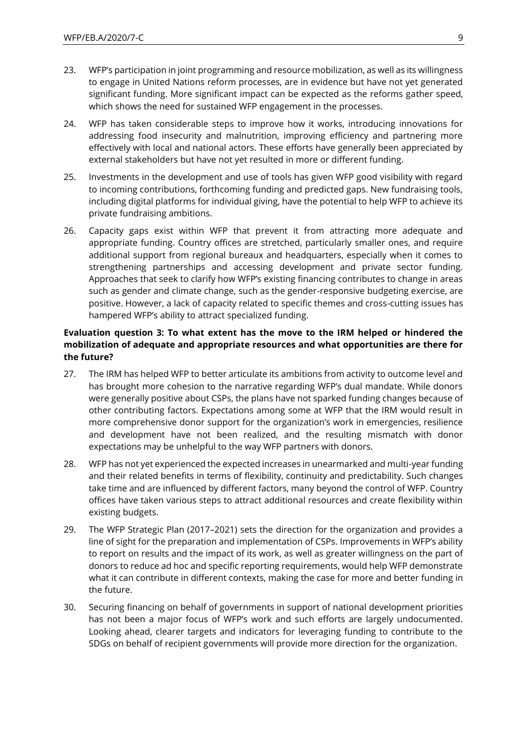23. WFP's participation in joint programming and resource mobilization, as well as its willingness to engage in United Nations reform processes, are in evidence but have not yet generated significant funding. More significant impact can be expected as the reforms gather speed, which shows the need for sustained WFP engagement in the processes.

24. WFP has taken considerable steps to improve how it works, introducing innovations for addressing food insecurity and malnutrition, improving efficiency and partnering more effectively with local and national actors. These efforts have generally been appreciated by external stakeholders but have not yet resulted in more or different funding.

25. Investments in the development and use of tools has given WFP good visibility with regard to incoming contributions, forthcoming funding and predicted gaps. New fundraising tools, including digital platforms for individual giving, have the potential to help WFP to achieve its private fundraising ambitions.

26. Capacity gaps exist within WFP that prevent it from attracting more adequate and appropriate funding. Country offices are stretched, particularly smaller ones, and require additional support from regional bureaux and headquarters, especially when it comes to strengthening partnerships and accessing development and private sector funding. Approaches that seek to clarify how WFP's existing financing contributes to change in areas such as gender and climate change, such as the gender-responsive budgeting exercise, are positive. However, a lack of capacity related to specific themes and cross-cutting issues has hampered WFP's ability to attract specialized funding.

**Evaluation question 3: To what extent has the move to the IRM helped or hindered the mobilization of adequate and appropriate resources and what opportunities are there for the future?**

27. The IRM has helped WFP to better articulate its ambitions from activity to outcome level and has brought more cohesion to the narrative regarding WFP's dual mandate. While donors were generally positive about CSPs, the plans have not sparked funding changes because of other contributing factors. Expectations among some at WFP that the IRM would result in more comprehensive donor support for the organization's work in emergencies, resilience and development have not been realized, and the resulting mismatch with donor expectations may be unhelpful to the way WFP partners with donors.

28. WFP has not yet experienced the expected increases in unearmarked and multi-year funding and their related benefits in terms of flexibility, continuity and predictability. Such changes take time and are influenced by different factors, many beyond the control of WFP. Country offices have taken various steps to attract additional resources and create flexibility within existing budgets.

29. The WFP Strategic Plan (2017–2021) sets the direction for the organization and provides a line of sight for the preparation and implementation of CSPs. Improvements in WFP's ability to report on results and the impact of its work, as well as greater willingness on the part of donors to reduce ad hoc and specific reporting requirements, would help WFP demonstrate what it can contribute in different contexts, making the case for more and better funding in the future.

30. Securing financing on behalf of governments in support of national development priorities has not been a major focus of WFP's work and such efforts are largely undocumented. Looking ahead, clearer targets and indicators for leveraging funding to contribute to the SDGs on behalf of recipient governments will provide more direction for the organization.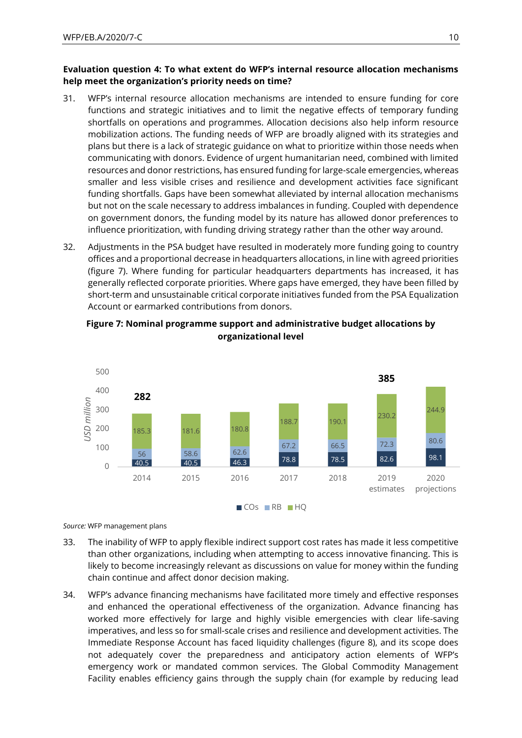**Evaluation question 4: To what extent do WFP's internal resource allocation mechanisms help meet the organization's priority needs on time?**

31. WFP's internal resource allocation mechanisms are intended to ensure funding for core functions and strategic initiatives and to limit the negative effects of temporary funding shortfalls on operations and programmes. Allocation decisions also help inform resource mobilization actions. The funding needs of WFP are broadly aligned with its strategies and plans but there is a lack of strategic guidance on what to prioritize within those needs when communicating with donors. Evidence of urgent humanitarian need, combined with limited resources and donor restrictions, has ensured funding for large-scale emergencies, whereas smaller and less visible crises and resilience and development activities face significant funding shortfalls. Gaps have been somewhat alleviated by internal allocation mechanisms but not on the scale necessary to address imbalances in funding. Coupled with dependence on government donors, the funding model by its nature has allowed donor preferences to influence prioritization, with funding driving strategy rather than the other way around.

32. Adjustments in the PSA budget have resulted in moderately more funding going to country offices and a proportional decrease in headquarters allocations, in line with agreed priorities (figure 7). Where funding for particular headquarters departments has increased, it has generally reflected corporate priorities. Where gaps have emerged, they have been filled by short-term and unsustainable critical corporate initiatives funded from the PSA Equalization Account or earmarked contributions from donors.

**Figure 7: Nominal programme support and administrative budget allocations by organizational level**

| USD million | 2014 | 2015 | 2016 | 2017 | 2018 | 2019 estimates | 2020 projections |
|---|---|---|---|---|---|---|---|
| COs | 40.5 | 40.5 | 46.3 | 78.8 | 78.5 | 82.6 | 98.1 |
| RB | 56 | 58.6 | 62.6 | 67.2 | 66.5 | 72.3 | 80.6 |
| HQ | 185.3 | 181.6 | 180.8 | 188.7 | 190.1 | 230.2 | 244.9 |
| Total | 282 | | | | | 385 | |

*Source:* WFP management plans

33. The inability of WFP to apply flexible indirect support cost rates has made it less competitive than other organizations, including when attempting to access innovative financing. This is likely to become increasingly relevant as discussions on value for money within the funding chain continue and affect donor decision making.

34. WFP's advance financing mechanisms have facilitated more timely and effective responses and enhanced the operational effectiveness of the organization. Advance financing has worked more effectively for large and highly visible emergencies with clear life-saving imperatives, and less so for small-scale crises and resilience and development activities. The Immediate Response Account has faced liquidity challenges (figure 8), and its scope does not adequately cover the preparedness and anticipatory action elements of WFP's emergency work or mandated common services. The Global Commodity Management Facility enables efficiency gains through the supply chain (for example by reducing lead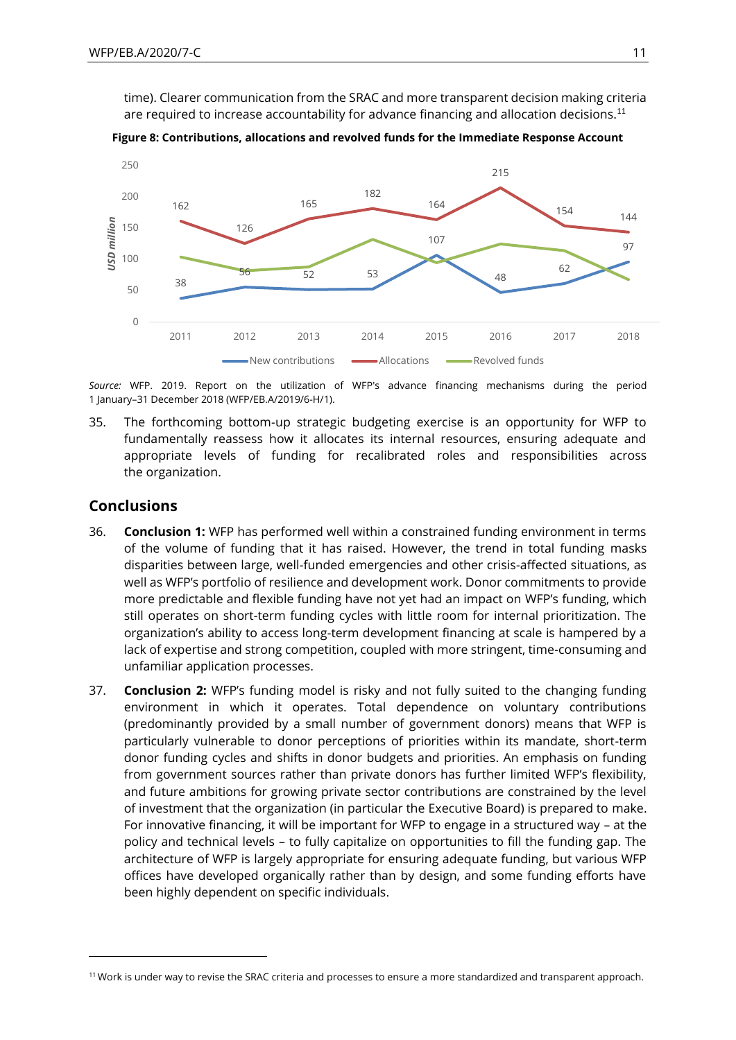time). Clearer communication from the SRAC and more transparent decision making criteria are required to increase accountability for advance financing and allocation decisions.[11]

**Figure 8: Contributions, allocations and revolved funds for the Immediate Response Account**

| USD million | 2011 | 2012 | 2013 | 2014 | 2015 | 2016 | 2017 | 2018 |
|---|---|---|---|---|---|---|---|---|
| New contributions | 38 | 56 | 52 | 53 | 107 | 48 | 62 | 97 |
| Allocations | 162 | 126 | 165 | 182 | 164 | 215 | 154 | 144 |

*Source:* WFP. 2019. Report on the utilization of WFP's advance financing mechanisms during the period 1 January–31 December 2018 (WFP/EB.A/2019/6-H/1).

35. The forthcoming bottom-up strategic budgeting exercise is an opportunity for WFP to fundamentally reassess how it allocates its internal resources, ensuring adequate and appropriate levels of funding for recalibrated roles and responsibilities across the organization.

## Conclusions

36. **Conclusion 1:** WFP has performed well within a constrained funding environment in terms of the volume of funding that it has raised. However, the trend in total funding masks disparities between large, well-funded emergencies and other crisis-affected situations, as well as WFP's portfolio of resilience and development work. Donor commitments to provide more predictable and flexible funding have not yet had an impact on WFP's funding, which still operates on short-term funding cycles with little room for internal prioritization. The organization's ability to access long-term development financing at scale is hampered by a lack of expertise and strong competition, coupled with more stringent, time-consuming and unfamiliar application processes.

37. **Conclusion 2:** WFP's funding model is risky and not fully suited to the changing funding environment in which it operates. Total dependence on voluntary contributions (predominantly provided by a small number of government donors) means that WFP is particularly vulnerable to donor perceptions of priorities within its mandate, short-term donor funding cycles and shifts in donor budgets and priorities. An emphasis on funding from government sources rather than private donors has further limited WFP's flexibility, and future ambitions for growing private sector contributions are constrained by the level of investment that the organization (in particular the Executive Board) is prepared to make. For innovative financing, it will be important for WFP to engage in a structured way – at the policy and technical levels – to fully capitalize on opportunities to fill the funding gap. The architecture of WFP is largely appropriate for ensuring adequate funding, but various WFP offices have developed organically rather than by design, and some funding efforts have been highly dependent on specific individuals.

---

[11] Work is under way to revise the SRAC criteria and processes to ensure a more standardized and transparent approach.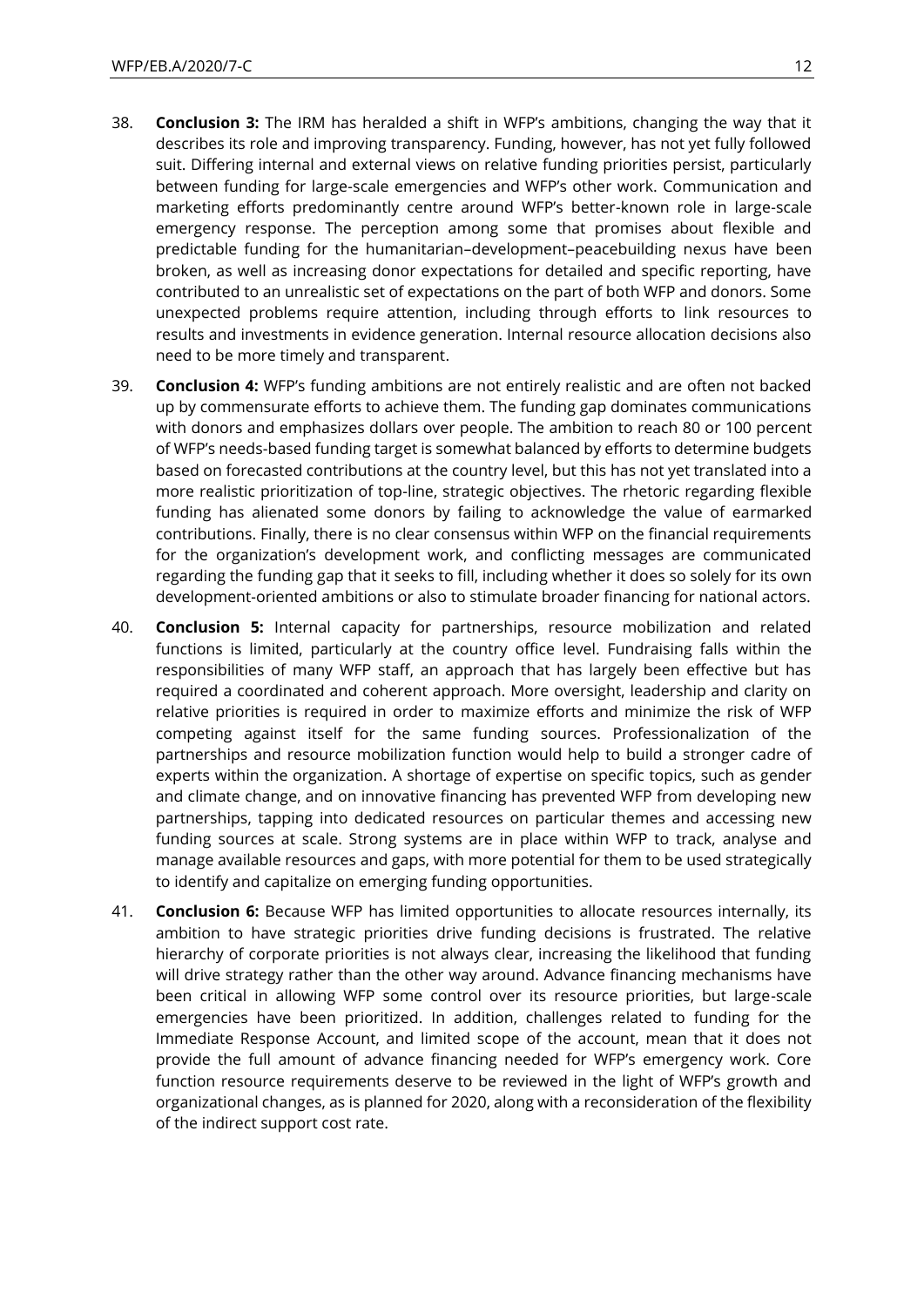38. **Conclusion 3:** The IRM has heralded a shift in WFP's ambitions, changing the way that it describes its role and improving transparency. Funding, however, has not yet fully followed suit. Differing internal and external views on relative funding priorities persist, particularly between funding for large-scale emergencies and WFP's other work. Communication and marketing efforts predominantly centre around WFP's better-known role in large-scale emergency response. The perception among some that promises about flexible and predictable funding for the humanitarian–development–peacebuilding nexus have been broken, as well as increasing donor expectations for detailed and specific reporting, have contributed to an unrealistic set of expectations on the part of both WFP and donors. Some unexpected problems require attention, including through efforts to link resources to results and investments in evidence generation. Internal resource allocation decisions also need to be more timely and transparent.

39. **Conclusion 4:** WFP's funding ambitions are not entirely realistic and are often not backed up by commensurate efforts to achieve them. The funding gap dominates communications with donors and emphasizes dollars over people. The ambition to reach 80 or 100 percent of WFP's needs-based funding target is somewhat balanced by efforts to determine budgets based on forecasted contributions at the country level, but this has not yet translated into a more realistic prioritization of top-line, strategic objectives. The rhetoric regarding flexible funding has alienated some donors by failing to acknowledge the value of earmarked contributions. Finally, there is no clear consensus within WFP on the financial requirements for the organization's development work, and conflicting messages are communicated regarding the funding gap that it seeks to fill, including whether it does so solely for its own development-oriented ambitions or also to stimulate broader financing for national actors.

40. **Conclusion 5:** Internal capacity for partnerships, resource mobilization and related functions is limited, particularly at the country office level. Fundraising falls within the responsibilities of many WFP staff, an approach that has largely been effective but has required a coordinated and coherent approach. More oversight, leadership and clarity on relative priorities is required in order to maximize efforts and minimize the risk of WFP competing against itself for the same funding sources. Professionalization of the partnerships and resource mobilization function would help to build a stronger cadre of experts within the organization. A shortage of expertise on specific topics, such as gender and climate change, and on innovative financing has prevented WFP from developing new partnerships, tapping into dedicated resources on particular themes and accessing new funding sources at scale. Strong systems are in place within WFP to track, analyse and manage available resources and gaps, with more potential for them to be used strategically to identify and capitalize on emerging funding opportunities.

41. **Conclusion 6:** Because WFP has limited opportunities to allocate resources internally, its ambition to have strategic priorities drive funding decisions is frustrated. The relative hierarchy of corporate priorities is not always clear, increasing the likelihood that funding will drive strategy rather than the other way around. Advance financing mechanisms have been critical in allowing WFP some control over its resource priorities, but large-scale emergencies have been prioritized. In addition, challenges related to funding for the Immediate Response Account, and limited scope of the account, mean that it does not provide the full amount of advance financing needed for WFP's emergency work. Core function resource requirements deserve to be reviewed in the light of WFP's growth and organizational changes, as is planned for 2020, along with a reconsideration of the flexibility of the indirect support cost rate.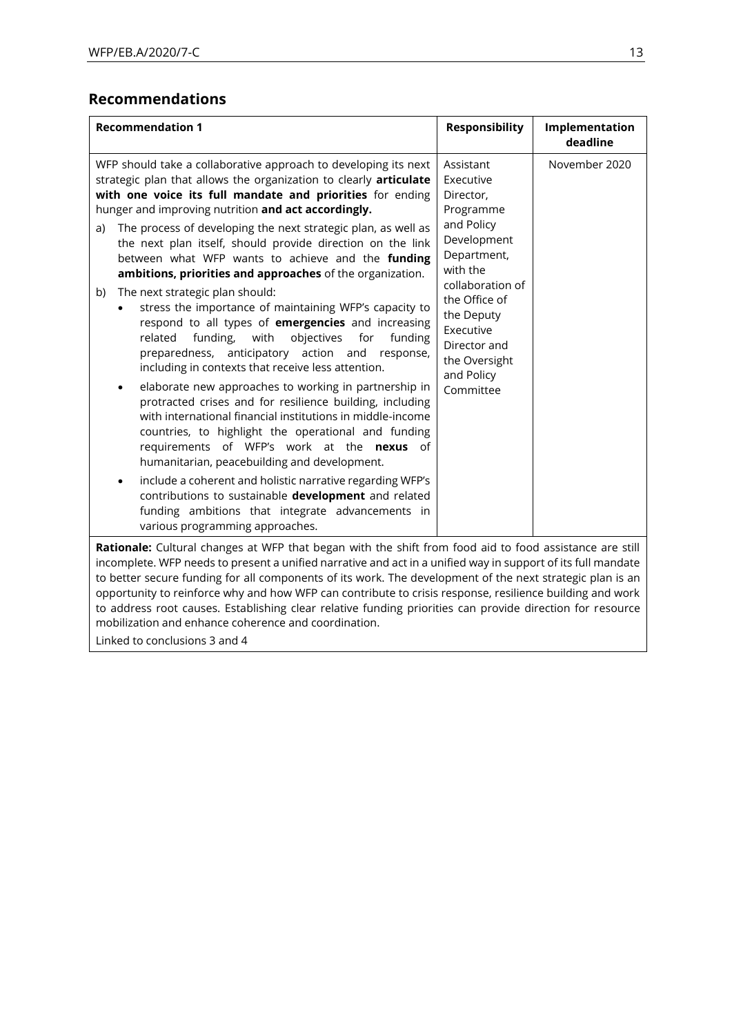## Recommendations

| Recommendation 1 | Responsibility | Implementation deadline |
|---|---|---|
| WFP should take a collaborative approach to developing its next strategic plan that allows the organization to clearly **articulate with one voice its full mandate and priorities** for ending hunger and improving nutrition **and act accordingly.**<br><br>a) The process of developing the next strategic plan, as well as the next plan itself, should provide direction on the link between what WFP wants to achieve and the **funding ambitions, priorities and approaches** of the organization.<br><br>b) The next strategic plan should:<br>• stress the importance of maintaining WFP's capacity to respond to all types of **emergencies** and increasing related funding, with objectives for funding preparedness, anticipatory action and response, including in contexts that receive less attention.<br>• elaborate new approaches to working in partnership in protracted crises and for resilience building, including with international financial institutions in middle-income countries, to highlight the operational and funding requirements of WFP's work at the **nexus** of humanitarian, peacebuilding and development.<br>• include a coherent and holistic narrative regarding WFP's contributions to sustainable **development** and related funding ambitions that integrate advancements in various programming approaches. | Assistant Executive Director, Programme and Policy Development Department, with the collaboration of the Office of the Deputy Executive Director and the Oversight and Policy Committee | November 2020 |
| **Rationale:** Cultural changes at WFP that began with the shift from food aid to food assistance are still incomplete. WFP needs to present a unified narrative and act in a unified way in support of its full mandate to better secure funding for all components of its work. The development of the next strategic plan is an opportunity to reinforce why and how WFP can contribute to crisis response, resilience building and work to address root causes. Establishing clear relative funding priorities can provide direction for resource mobilization and enhance coherence and coordination.<br><br>Linked to conclusions 3 and 4 | | |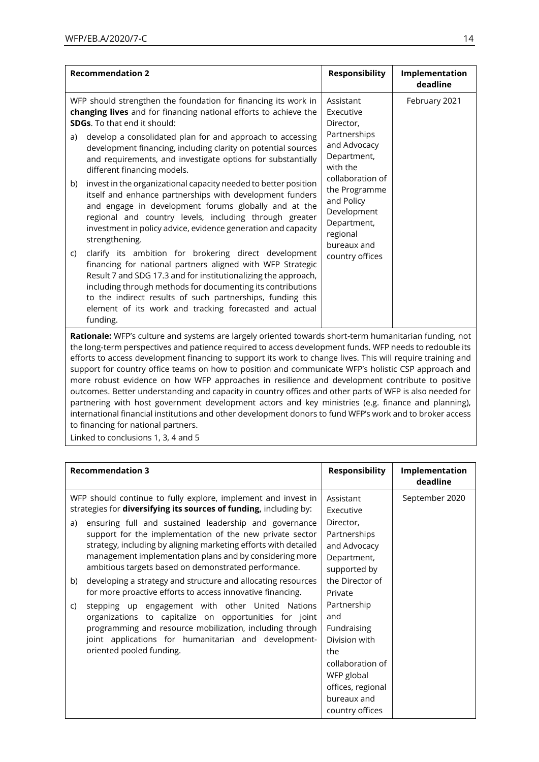| Recommendation 2 | Responsibility | Implementation deadline |
|---|---|---|
| WFP should strengthen the foundation for financing its work in **changing lives** and for financing national efforts to achieve the **SDGs**. To that end it should:<br><br>a) develop a consolidated plan for and approach to accessing development financing, including clarity on potential sources and requirements, and investigate options for substantially different financing models.<br><br>b) invest in the organizational capacity needed to better position itself and enhance partnerships with development funders and engage in development forums globally and at the regional and country levels, including through greater investment in policy advice, evidence generation and capacity strengthening.<br><br>c) clarify its ambition for brokering direct development financing for national partners aligned with WFP Strategic Result 7 and SDG 17.3 and for institutionalizing the approach, including through methods for documenting its contributions to the indirect results of such partnerships, funding this element of its work and tracking forecasted and actual funding. | Assistant Executive Director, Partnerships and Advocacy Department, with the collaboration of the Programme and Policy Development Department, regional bureaux and country offices | February 2021 |
| **Rationale:** WFP's culture and systems are largely oriented towards short-term humanitarian funding, not the long-term perspectives and patience required to access development funds. WFP needs to redouble its efforts to access development financing to support its work to change lives. This will require training and support for country office teams on how to position and communicate WFP's holistic CSP approach and more robust evidence on how WFP approaches in resilience and development contribute to positive outcomes. Better understanding and capacity in country offices and other parts of WFP is also needed for partnering with host government development actors and key ministries (e.g. finance and planning), international financial institutions and other development donors to fund WFP's work and to broker access to financing for national partners.<br>Linked to conclusions 1, 3, 4 and 5 | | |

| Recommendation 3 | Responsibility | Implementation deadline |
|---|---|---|
| WFP should continue to fully explore, implement and invest in strategies for **diversifying its sources of funding,** including by:<br><br>a) ensuring full and sustained leadership and governance support for the implementation of the new private sector strategy, including by aligning marketing efforts with detailed management implementation plans and by considering more ambitious targets based on demonstrated performance.<br><br>b) developing a strategy and structure and allocating resources for more proactive efforts to access innovative financing.<br><br>c) stepping up engagement with other United Nations organizations to capitalize on opportunities for joint programming and resource mobilization, including through joint applications for humanitarian and development-oriented pooled funding. | Assistant Executive Director, Partnerships and Advocacy Department, supported by the Director of Private Partnership and Fundraising Division with the collaboration of WFP global offices, regional bureaux and country offices | September 2020 |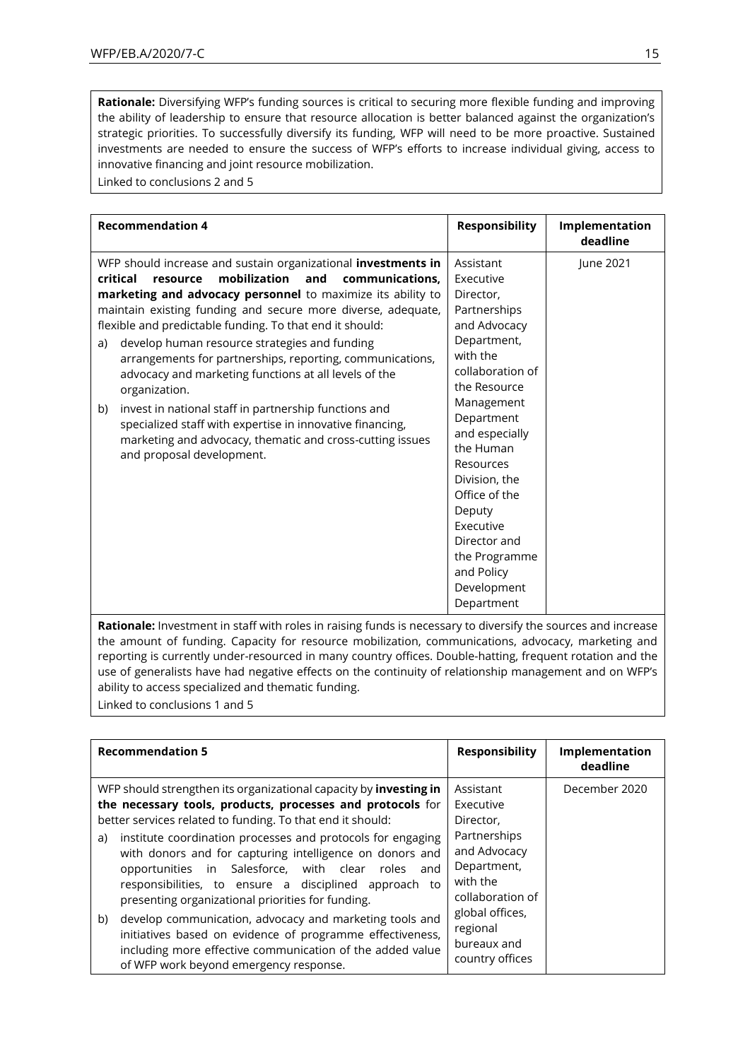**Rationale:** Diversifying WFP's funding sources is critical to securing more flexible funding and improving the ability of leadership to ensure that resource allocation is better balanced against the organization's strategic priorities. To successfully diversify its funding, WFP will need to be more proactive. Sustained investments are needed to ensure the success of WFP's efforts to increase individual giving, access to innovative financing and joint resource mobilization.

Linked to conclusions 2 and 5

| Recommendation 4 | Responsibility | Implementation deadline |
|---|---|---|
| WFP should increase and sustain organizational **investments in critical resource mobilization and communications, marketing and advocacy personnel** to maximize its ability to maintain existing funding and secure more diverse, adequate, flexible and predictable funding. To that end it should:<br>a) develop human resource strategies and funding arrangements for partnerships, reporting, communications, advocacy and marketing functions at all levels of the organization.<br>b) invest in national staff in partnership functions and specialized staff with expertise in innovative financing, marketing and advocacy, thematic and cross-cutting issues and proposal development. | Assistant Executive Director, Partnerships and Advocacy Department, with the collaboration of the Resource Management Department and especially the Human Resources Division, the Office of the Deputy Executive Director and the Programme and Policy Development Department | June 2021 |

**Rationale:** Investment in staff with roles in raising funds is necessary to diversify the sources and increase the amount of funding. Capacity for resource mobilization, communications, advocacy, marketing and reporting is currently under-resourced in many country offices. Double-hatting, frequent rotation and the use of generalists have had negative effects on the continuity of relationship management and on WFP's ability to access specialized and thematic funding.

Linked to conclusions 1 and 5

| Recommendation 5 | Responsibility | Implementation deadline |
|---|---|---|
| WFP should strengthen its organizational capacity by **investing in the necessary tools, products, processes and protocols** for better services related to funding. To that end it should:<br>a) institute coordination processes and protocols for engaging with donors and for capturing intelligence on donors and opportunities in Salesforce, with clear roles and responsibilities, to ensure a disciplined approach to presenting organizational priorities for funding.<br>b) develop communication, advocacy and marketing tools and initiatives based on evidence of programme effectiveness, including more effective communication of the added value of WFP work beyond emergency response. | Assistant Executive Director, Partnerships and Advocacy Department, with the collaboration of global offices, regional bureaux and country offices | December 2020 |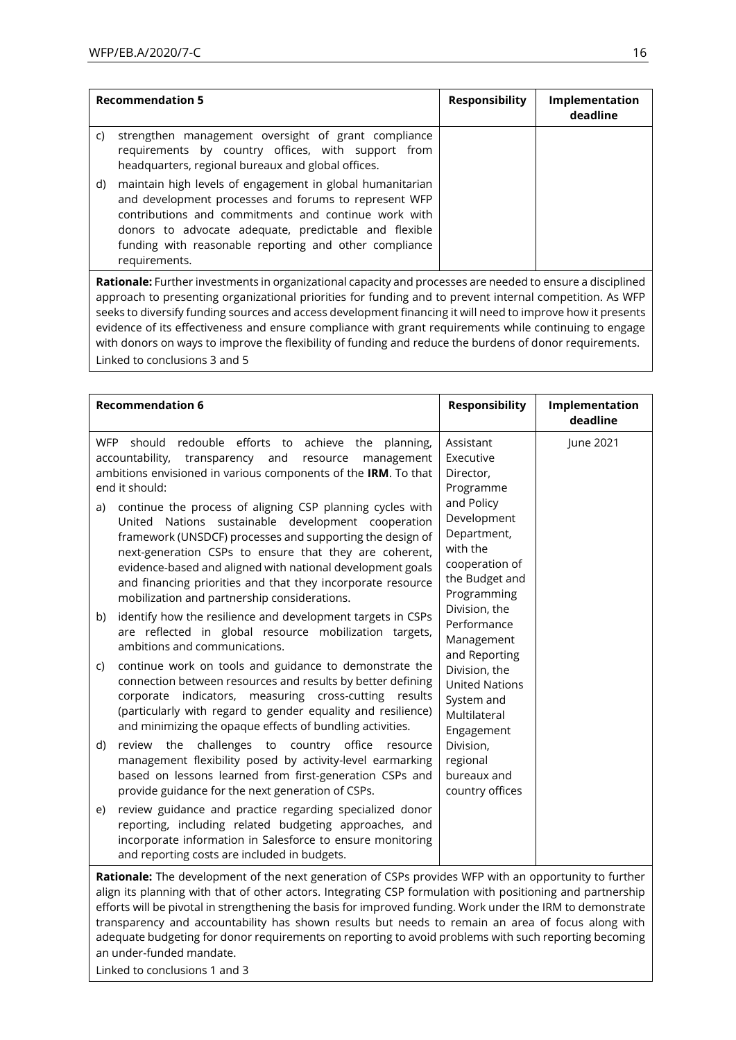| Recommendation 5 | Responsibility | Implementation deadline |
|---|---|---|
| c) strengthen management oversight of grant compliance requirements by country offices, with support from headquarters, regional bureaux and global offices.<br><br>d) maintain high levels of engagement in global humanitarian and development processes and forums to represent WFP contributions and commitments and continue work with donors to advocate adequate, predictable and flexible funding with reasonable reporting and other compliance requirements. | | |
| **Rationale:** Further investments in organizational capacity and processes are needed to ensure a disciplined approach to presenting organizational priorities for funding and to prevent internal competition. As WFP seeks to diversify funding sources and access development financing it will need to improve how it presents evidence of its effectiveness and ensure compliance with grant requirements while continuing to engage with donors on ways to improve the flexibility of funding and reduce the burdens of donor requirements.<br>Linked to conclusions 3 and 5 | | |

| Recommendation 6 | Responsibility | Implementation deadline |
|---|---|---|
| WFP should redouble efforts to achieve the planning, accountability, transparency and resource management ambitions envisioned in various components of the **IRM**. To that end it should:<br><br>a) continue the process of aligning CSP planning cycles with United Nations sustainable development cooperation framework (UNSDCF) processes and supporting the design of next-generation CSPs to ensure that they are coherent, evidence-based and aligned with national development goals and financing priorities and that they incorporate resource mobilization and partnership considerations.<br><br>b) identify how the resilience and development targets in CSPs are reflected in global resource mobilization targets, ambitions and communications.<br><br>c) continue work on tools and guidance to demonstrate the connection between resources and results by better defining corporate indicators, measuring cross-cutting results (particularly with regard to gender equality and resilience) and minimizing the opaque effects of bundling activities.<br><br>d) review the challenges to country office resource management flexibility posed by activity-level earmarking based on lessons learned from first-generation CSPs and provide guidance for the next generation of CSPs.<br><br>e) review guidance and practice regarding specialized donor reporting, including related budgeting approaches, and incorporate information in Salesforce to ensure monitoring and reporting costs are included in budgets. | Assistant Executive Director, Programme and Policy Development Department, with the cooperation of the Budget and Programming Division, the Performance Management and Reporting Division, the United Nations System and Multilateral Engagement Division, regional bureaux and country offices | June 2021 |
| **Rationale:** The development of the next generation of CSPs provides WFP with an opportunity to further align its planning with that of other actors. Integrating CSP formulation with positioning and partnership efforts will be pivotal in strengthening the basis for improved funding. Work under the IRM to demonstrate transparency and accountability has shown results but needs to remain an area of focus along with adequate budgeting for donor requirements on reporting to avoid problems with such reporting becoming an under-funded mandate.<br>Linked to conclusions 1 and 3 | | |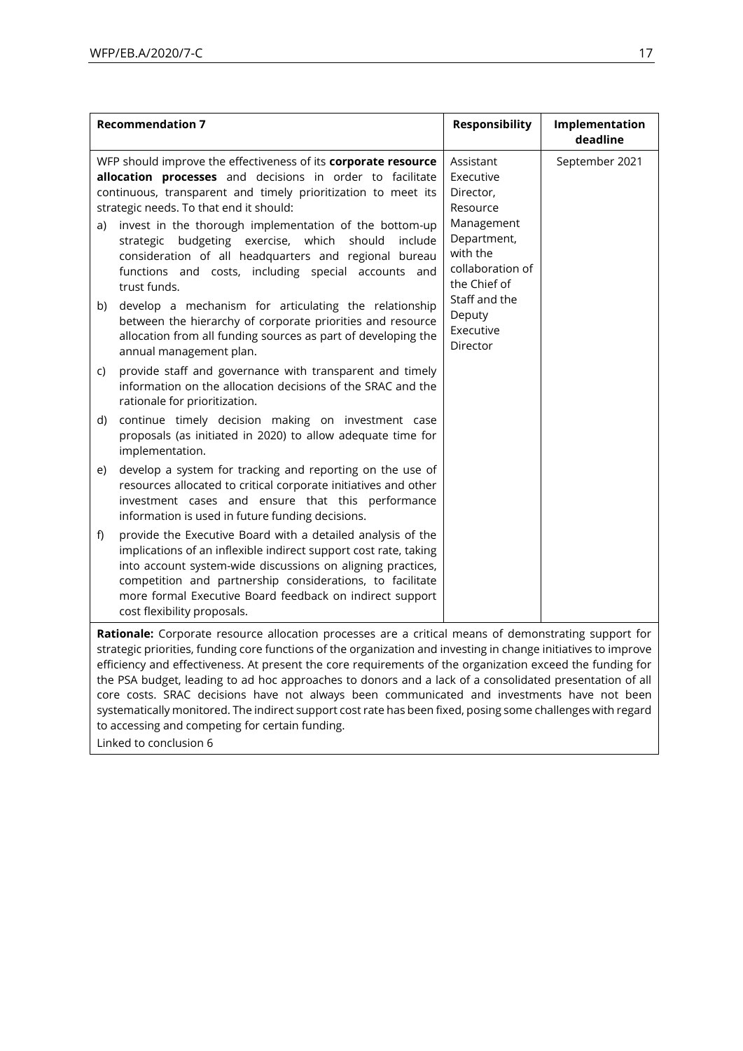| Recommendation 7 | Responsibility | Implementation deadline |
|---|---|---|
| WFP should improve the effectiveness of its **corporate resource allocation processes** and decisions in order to facilitate continuous, transparent and timely prioritization to meet its strategic needs. To that end it should:<br><br>a) invest in the thorough implementation of the bottom-up strategic budgeting exercise, which should include consideration of all headquarters and regional bureau functions and costs, including special accounts and trust funds.<br><br>b) develop a mechanism for articulating the relationship between the hierarchy of corporate priorities and resource allocation from all funding sources as part of developing the annual management plan.<br><br>c) provide staff and governance with transparent and timely information on the allocation decisions of the SRAC and the rationale for prioritization.<br><br>d) continue timely decision making on investment case proposals (as initiated in 2020) to allow adequate time for implementation.<br><br>e) develop a system for tracking and reporting on the use of resources allocated to critical corporate initiatives and other investment cases and ensure that this performance information is used in future funding decisions.<br><br>f) provide the Executive Board with a detailed analysis of the implications of an inflexible indirect support cost rate, taking into account system-wide discussions on aligning practices, competition and partnership considerations, to facilitate more formal Executive Board feedback on indirect support cost flexibility proposals. | Assistant Executive Director, Resource Management Department, with the collaboration of the Chief of Staff and the Deputy Executive Director | September 2021 |
| **Rationale:** Corporate resource allocation processes are a critical means of demonstrating support for strategic priorities, funding core functions of the organization and investing in change initiatives to improve efficiency and effectiveness. At present the core requirements of the organization exceed the funding for the PSA budget, leading to ad hoc approaches to donors and a lack of a consolidated presentation of all core costs. SRAC decisions have not always been communicated and investments have not been systematically monitored. The indirect support cost rate has been fixed, posing some challenges with regard to accessing and competing for certain funding.<br>Linked to conclusion 6 | | |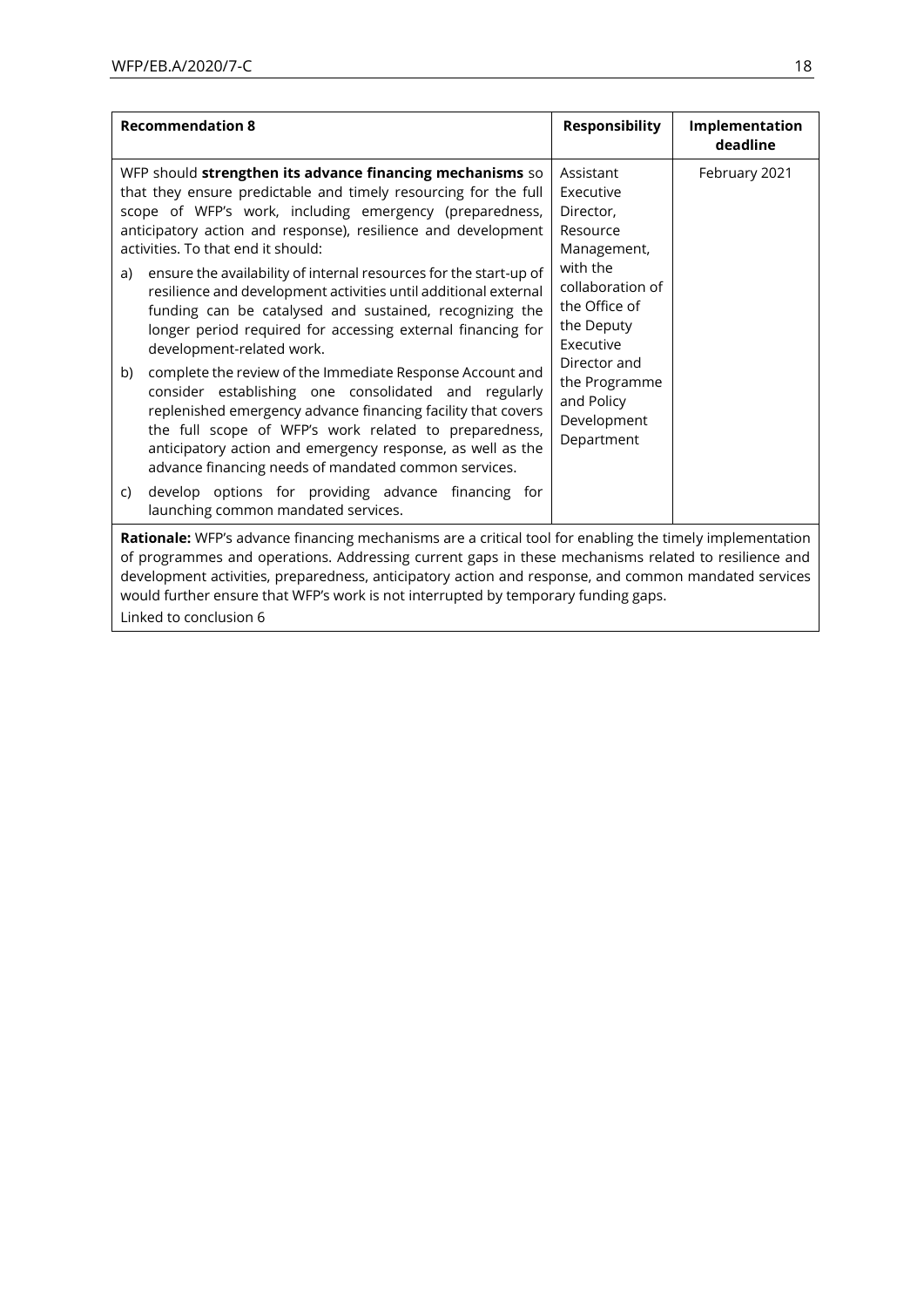| Recommendation 8 | Responsibility | Implementation deadline |
|---|---|---|
| WFP should **strengthen its advance financing mechanisms** so that they ensure predictable and timely resourcing for the full scope of WFP's work, including emergency (preparedness, anticipatory action and response), resilience and development activities. To that end it should:<br><br>a) ensure the availability of internal resources for the start-up of resilience and development activities until additional external funding can be catalysed and sustained, recognizing the longer period required for accessing external financing for development-related work.<br><br>b) complete the review of the Immediate Response Account and consider establishing one consolidated and regularly replenished emergency advance financing facility that covers the full scope of WFP's work related to preparedness, anticipatory action and emergency response, as well as the advance financing needs of mandated common services.<br><br>c) develop options for providing advance financing for launching common mandated services. | Assistant Executive Director, Resource Management, with the collaboration of the Office of the Deputy Executive Director and the Programme and Policy Development Department | February 2021 |
| **Rationale:** WFP's advance financing mechanisms are a critical tool for enabling the timely implementation of programmes and operations. Addressing current gaps in these mechanisms related to resilience and development activities, preparedness, anticipatory action and response, and common mandated services would further ensure that WFP's work is not interrupted by temporary funding gaps.<br>Linked to conclusion 6 | | |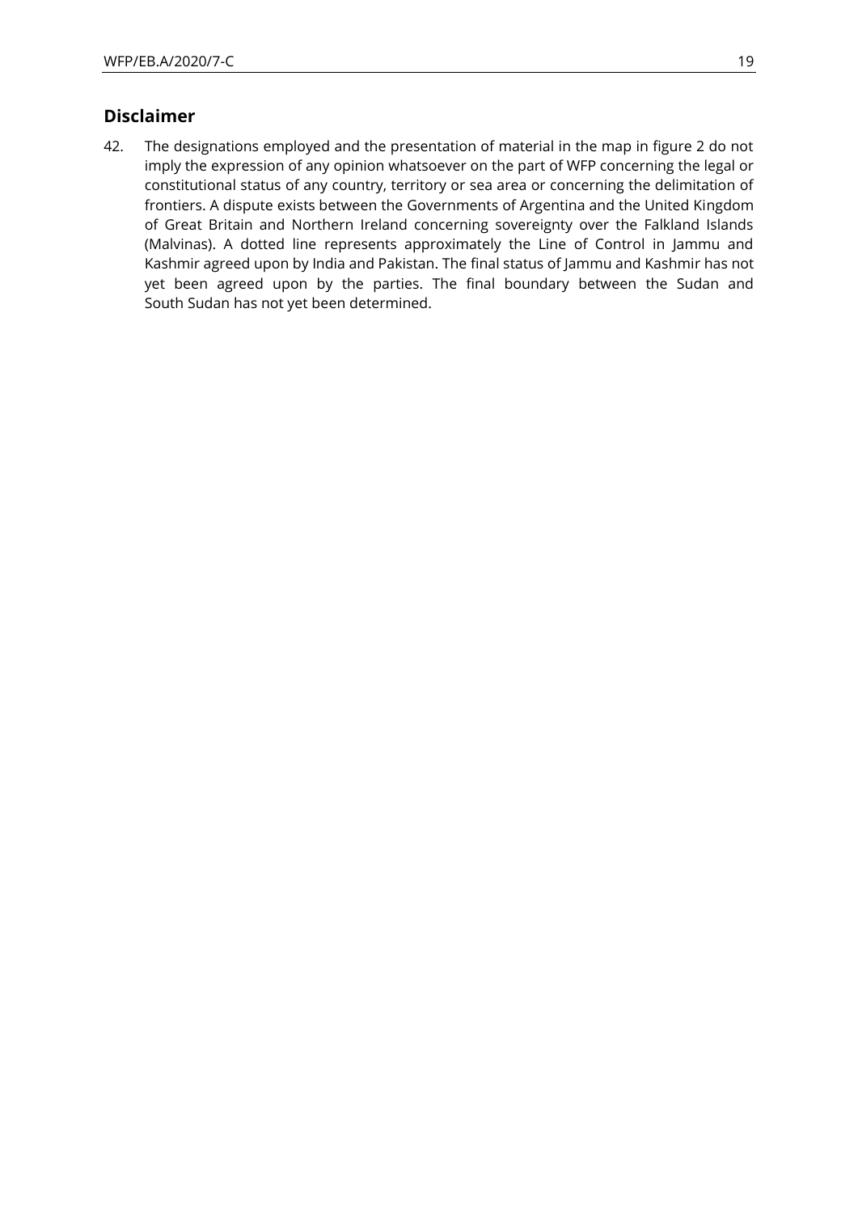## Disclaimer

42. The designations employed and the presentation of material in the map in figure 2 do not imply the expression of any opinion whatsoever on the part of WFP concerning the legal or constitutional status of any country, territory or sea area or concerning the delimitation of frontiers. A dispute exists between the Governments of Argentina and the United Kingdom of Great Britain and Northern Ireland concerning sovereignty over the Falkland Islands (Malvinas). A dotted line represents approximately the Line of Control in Jammu and Kashmir agreed upon by India and Pakistan. The final status of Jammu and Kashmir has not yet been agreed upon by the parties. The final boundary between the Sudan and South Sudan has not yet been determined.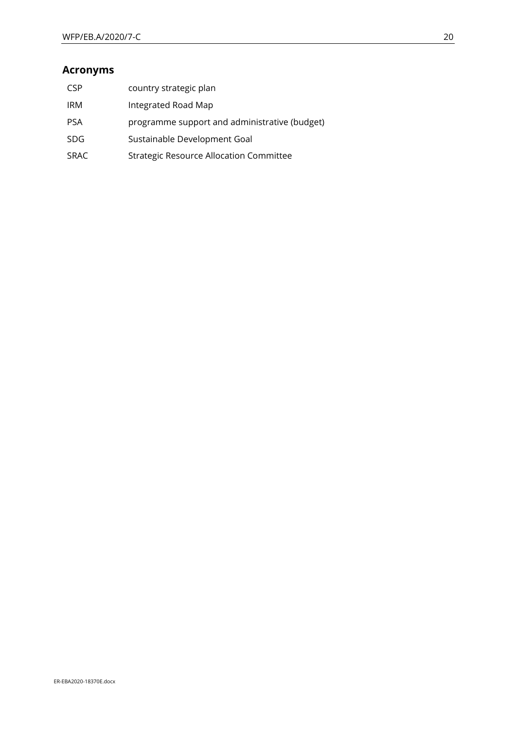## Acronyms

| | |
|---|---|
| CSP | country strategic plan |
| IRM | Integrated Road Map |
| PSA | programme support and administrative (budget) |
| SDG | Sustainable Development Goal |
| SRAC | Strategic Resource Allocation Committee |